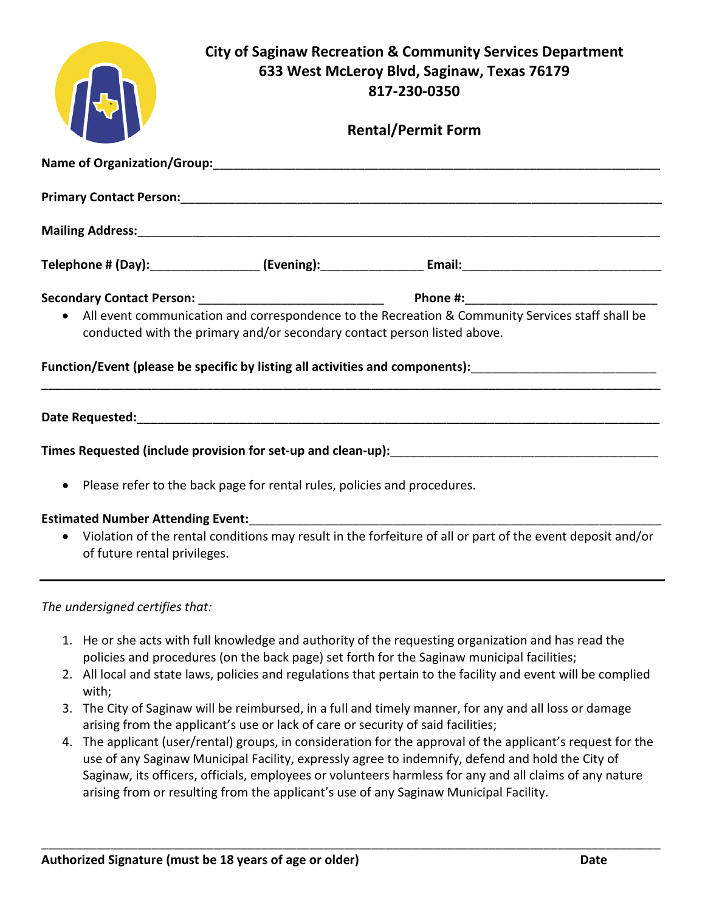# City of Saginaw Recreation & Community Services Department
## 633 West McLeroy Blvd, Saginaw, Texas 76179
## 817-230-0350

## Rental/Permit Form

**Name of Organization/Group:**\_\_\_\_\_\_\_\_\_\_\_\_\_\_\_\_\_\_\_\_\_\_\_\_\_\_\_\_\_\_\_\_\_\_\_\_\_\_\_\_\_\_\_\_\_\_\_\_\_\_\_\_\_\_\_\_\_\_\_\_\_\_

**Primary Contact Person:**\_\_\_\_\_\_\_\_\_\_\_\_\_\_\_\_\_\_\_\_\_\_\_\_\_\_\_\_\_\_\_\_\_\_\_\_\_\_\_\_\_\_\_\_\_\_\_\_\_\_\_\_\_\_\_\_\_\_\_\_\_\_\_\_\_

**Mailing Address:**\_\_\_\_\_\_\_\_\_\_\_\_\_\_\_\_\_\_\_\_\_\_\_\_\_\_\_\_\_\_\_\_\_\_\_\_\_\_\_\_\_\_\_\_\_\_\_\_\_\_\_\_\_\_\_\_\_\_\_\_\_\_\_\_\_\_\_\_\_\_

**Telephone # (Day):**\_\_\_\_\_\_\_\_\_\_\_\_\_\_\_\_ **(Evening):**\_\_\_\_\_\_\_\_\_\_\_\_\_\_\_ **Email:**\_\_\_\_\_\_\_\_\_\_\_\_\_\_\_\_\_\_\_\_\_\_\_\_\_\_\_\_\_\_

**Secondary Contact Person:** \_\_\_\_\_\_\_\_\_\_\_\_\_\_\_\_\_\_\_\_\_\_\_\_\_\_\_ **Phone #:**\_\_\_\_\_\_\_\_\_\_\_\_\_\_\_\_\_\_\_\_\_\_\_\_\_\_\_\_

- All event communication and correspondence to the Recreation & Community Services staff shall be conducted with the primary and/or secondary contact person listed above.

**Function/Event (please be specific by listing all activities and components):**\_\_\_\_\_\_\_\_\_\_\_\_\_\_\_\_\_\_\_\_\_\_\_\_\_\_\_

\_\_\_\_\_\_\_\_\_\_\_\_\_\_\_\_\_\_\_\_\_\_\_\_\_\_\_\_\_\_\_\_\_\_\_\_\_\_\_\_\_\_\_\_\_\_\_\_\_\_\_\_\_\_\_\_\_\_\_\_\_\_\_\_\_\_\_\_\_\_\_\_\_\_\_\_\_\_\_\_\_\_\_\_\_\_\_\_

**Date Requested:**\_\_\_\_\_\_\_\_\_\_\_\_\_\_\_\_\_\_\_\_\_\_\_\_\_\_\_\_\_\_\_\_\_\_\_\_\_\_\_\_\_\_\_\_\_\_\_\_\_\_\_\_\_\_\_\_\_\_\_\_\_\_\_\_\_\_\_\_\_\_\_

**Times Requested (include provision for set-up and clean-up):**\_\_\_\_\_\_\_\_\_\_\_\_\_\_\_\_\_\_\_\_\_\_\_\_\_\_\_\_\_\_\_\_\_\_\_\_\_\_\_\_

- Please refer to the back page for rental rules, policies and procedures.

**Estimated Number Attending Event:**\_\_\_\_\_\_\_\_\_\_\_\_\_\_\_\_\_\_\_\_\_\_\_\_\_\_\_\_\_\_\_\_\_\_\_\_\_\_\_\_\_\_\_\_\_\_\_\_\_\_\_\_\_\_\_\_\_\_\_\_

- Violation of the rental conditions may result in the forfeiture of all or part of the event deposit and/or of future rental privileges.

---

*The undersigned certifies that:*

1. He or she acts with full knowledge and authority of the requesting organization and has read the policies and procedures (on the back page) set forth for the Saginaw municipal facilities;
2. All local and state laws, policies and regulations that pertain to the facility and event will be complied with;
3. The City of Saginaw will be reimbursed, in a full and timely manner, for any and all loss or damage arising from the applicant's use or lack of care or security of said facilities;
4. The applicant (user/rental) groups, in consideration for the approval of the applicant's request for the use of any Saginaw Municipal Facility, expressly agree to indemnify, defend and hold the City of Saginaw, its officers, officials, employees or volunteers harmless for any and all claims of any nature arising from or resulting from the applicant's use of any Saginaw Municipal Facility.

\_\_\_\_\_\_\_\_\_\_\_\_\_\_\_\_\_\_\_\_\_\_\_\_\_\_\_\_\_\_\_\_\_\_\_\_\_\_\_\_\_\_\_\_\_\_\_\_\_\_\_\_\_\_\_\_\_\_\_\_\_\_\_\_\_\_\_\_\_\_\_\_\_\_\_\_\_\_\_\_\_\_\_\_\_\_\_\_

**Authorized Signature (must be 18 years of age or older)** **Date**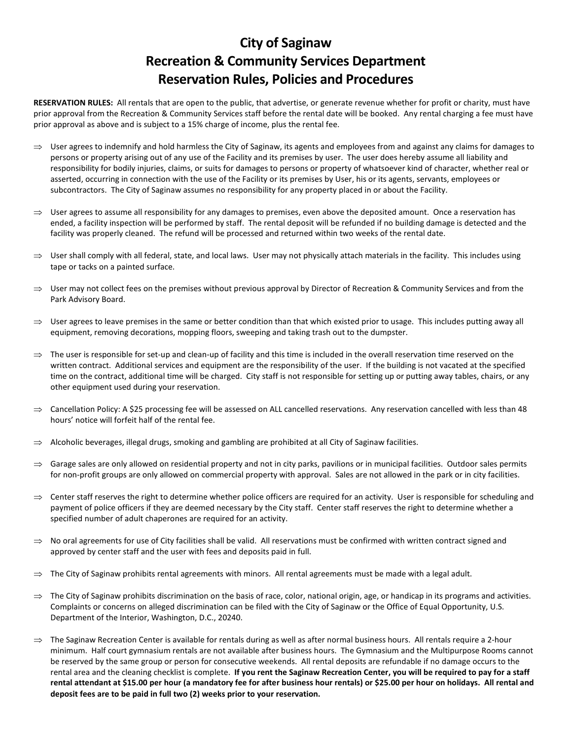# City of Saginaw
# Recreation & Community Services Department
# Reservation Rules, Policies and Procedures

**RESERVATION RULES:** All rentals that are open to the public, that advertise, or generate revenue whether for profit or charity, must have prior approval from the Recreation & Community Services staff before the rental date will be booked. Any rental charging a fee must have prior approval as above and is subject to a 15% charge of income, plus the rental fee.

⇒ User agrees to indemnify and hold harmless the City of Saginaw, its agents and employees from and against any claims for damages to persons or property arising out of any use of the Facility and its premises by user. The user does hereby assume all liability and responsibility for bodily injuries, claims, or suits for damages to persons or property of whatsoever kind of character, whether real or asserted, occurring in connection with the use of the Facility or its premises by User, his or its agents, servants, employees or subcontractors. The City of Saginaw assumes no responsibility for any property placed in or about the Facility.

⇒ User agrees to assume all responsibility for any damages to premises, even above the deposited amount. Once a reservation has ended, a facility inspection will be performed by staff. The rental deposit will be refunded if no building damage is detected and the facility was properly cleaned. The refund will be processed and returned within two weeks of the rental date.

⇒ User shall comply with all federal, state, and local laws. User may not physically attach materials in the facility. This includes using tape or tacks on a painted surface.

⇒ User may not collect fees on the premises without previous approval by Director of Recreation & Community Services and from the Park Advisory Board.

⇒ User agrees to leave premises in the same or better condition than that which existed prior to usage. This includes putting away all equipment, removing decorations, mopping floors, sweeping and taking trash out to the dumpster.

⇒ The user is responsible for set-up and clean-up of facility and this time is included in the overall reservation time reserved on the written contract. Additional services and equipment are the responsibility of the user. If the building is not vacated at the specified time on the contract, additional time will be charged. City staff is not responsible for setting up or putting away tables, chairs, or any other equipment used during your reservation.

⇒ Cancellation Policy: A $25 processing fee will be assessed on ALL cancelled reservations. Any reservation cancelled with less than 48 hours' notice will forfeit half of the rental fee.

⇒ Alcoholic beverages, illegal drugs, smoking and gambling are prohibited at all City of Saginaw facilities.

⇒ Garage sales are only allowed on residential property and not in city parks, pavilions or in municipal facilities. Outdoor sales permits for non-profit groups are only allowed on commercial property with approval. Sales are not allowed in the park or in city facilities.

⇒ Center staff reserves the right to determine whether police officers are required for an activity. User is responsible for scheduling and payment of police officers if they are deemed necessary by the City staff. Center staff reserves the right to determine whether a specified number of adult chaperones are required for an activity.

⇒ No oral agreements for use of City facilities shall be valid. All reservations must be confirmed with written contract signed and approved by center staff and the user with fees and deposits paid in full.

⇒ The City of Saginaw prohibits rental agreements with minors. All rental agreements must be made with a legal adult.

⇒ The City of Saginaw prohibits discrimination on the basis of race, color, national origin, age, or handicap in its programs and activities. Complaints or concerns on alleged discrimination can be filed with the City of Saginaw or the Office of Equal Opportunity, U.S. Department of the Interior, Washington, D.C., 20240.

⇒ The Saginaw Recreation Center is available for rentals during as well as after normal business hours. All rentals require a 2-hour minimum. Half court gymnasium rentals are not available after business hours. The Gymnasium and the Multipurpose Rooms cannot be reserved by the same group or person for consecutive weekends. All rental deposits are refundable if no damage occurs to the rental area and the cleaning checklist is complete. **If you rent the Saginaw Recreation Center, you will be required to pay for a staff rental attendant at $15.00 per hour (a mandatory fee for after business hour rentals) or $25.00 per hour on holidays. All rental and deposit fees are to be paid in full two (2) weeks prior to your reservation.**